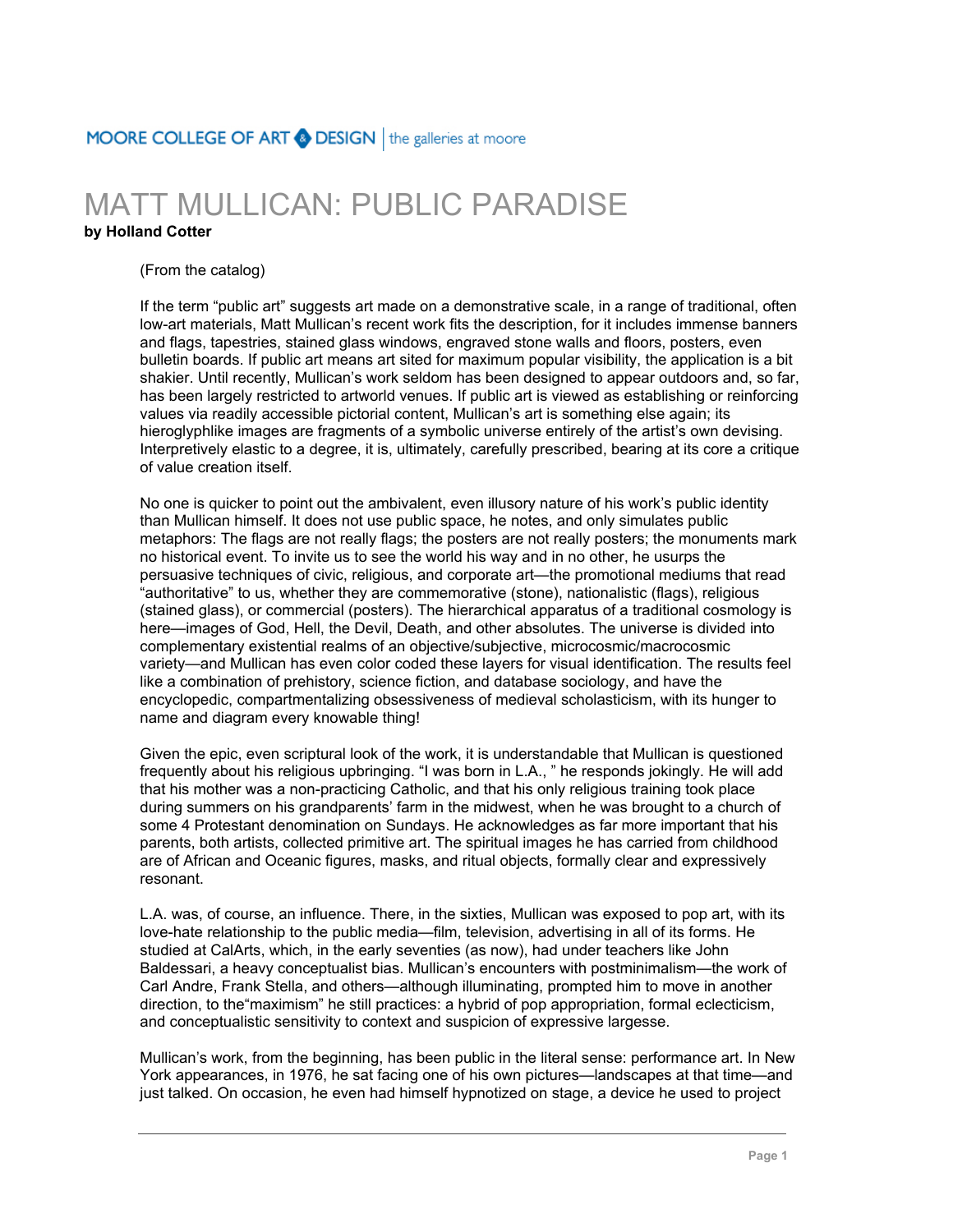# MATT MULLICAN: PUBLIC PARADISE

**by Holland Cotter**

(From the catalog)

If the term “public art” suggests art made on a demonstrative scale, in a range of traditional, often low-art materials, Matt Mullican’s recent work fits the description, for it includes immense banners and flags, tapestries, stained glass windows, engraved stone walls and floors, posters, even bulletin boards. If public art means art sited for maximum popular visibility, the application is a bit shakier. Until recently, Mullican’s work seldom has been designed to appear outdoors and, so far, has been largely restricted to artworld venues. If public art is viewed as establishing or reinforcing values via readily accessible pictorial content, Mullican’s art is something else again; its hieroglyphlike images are fragments of a symbolic universe entirely of the artist’s own devising. Interpretively elastic to a degree, it is, ultimately, carefully prescribed, bearing at its core a critique of value creation itself.

No one is quicker to point out the ambivalent, even illusory nature of his work’s public identity than Mullican himself. It does not use public space, he notes, and only simulates public metaphors: The flags are not really flags; the posters are not really posters; the monuments mark no historical event. To invite us to see the world his way and in no other, he usurps the persuasive techniques of civic, religious, and corporate art—the promotional mediums that read “authoritative” to us, whether they are commemorative (stone), nationalistic (flags), religious (stained glass), or commercial (posters). The hierarchical apparatus of a traditional cosmology is here—images of God, Hell, the Devil, Death, and other absolutes. The universe is divided into complementary existential realms of an objective/subjective, microcosmic/macrocosmic variety—and Mullican has even color coded these layers for visual identification. The results feel like a combination of prehistory, science fiction, and database sociology, and have the encyclopedic, compartmentalizing obsessiveness of medieval scholasticism, with its hunger to name and diagram every knowable thing!

Given the epic, even scriptural look of the work, it is understandable that Mullican is questioned frequently about his religious upbringing. “I was born in L.A., ” he responds jokingly. He will add that his mother was a non-practicing Catholic, and that his only religious training took place during summers on his grandparents’ farm in the midwest, when he was brought to a church of some 4 Protestant denomination on Sundays. He acknowledges as far more important that his parents, both artists, collected primitive art. The spiritual images he has carried from childhood are of African and Oceanic figures, masks, and ritual objects, formally clear and expressively resonant.

L.A. was, of course, an influence. There, in the sixties, Mullican was exposed to pop art, with its love-hate relationship to the public media—film, television, advertising in all of its forms. He studied at CalArts, which, in the early seventies (as now), had under teachers like John Baldessari, a heavy conceptualist bias. Mullican’s encounters with postminimalism—the work of Carl Andre, Frank Stella, and others—although illuminating, prompted him to move in another direction, to the“maximism” he still practices: a hybrid of pop appropriation, formal eclecticism, and conceptualistic sensitivity to context and suspicion of expressive largesse.

Mullican’s work, from the beginning, has been public in the literal sense: performance art. In New York appearances, in 1976, he sat facing one of his own pictures—landscapes at that time—and just talked. On occasion, he even had himself hypnotized on stage, a device he used to project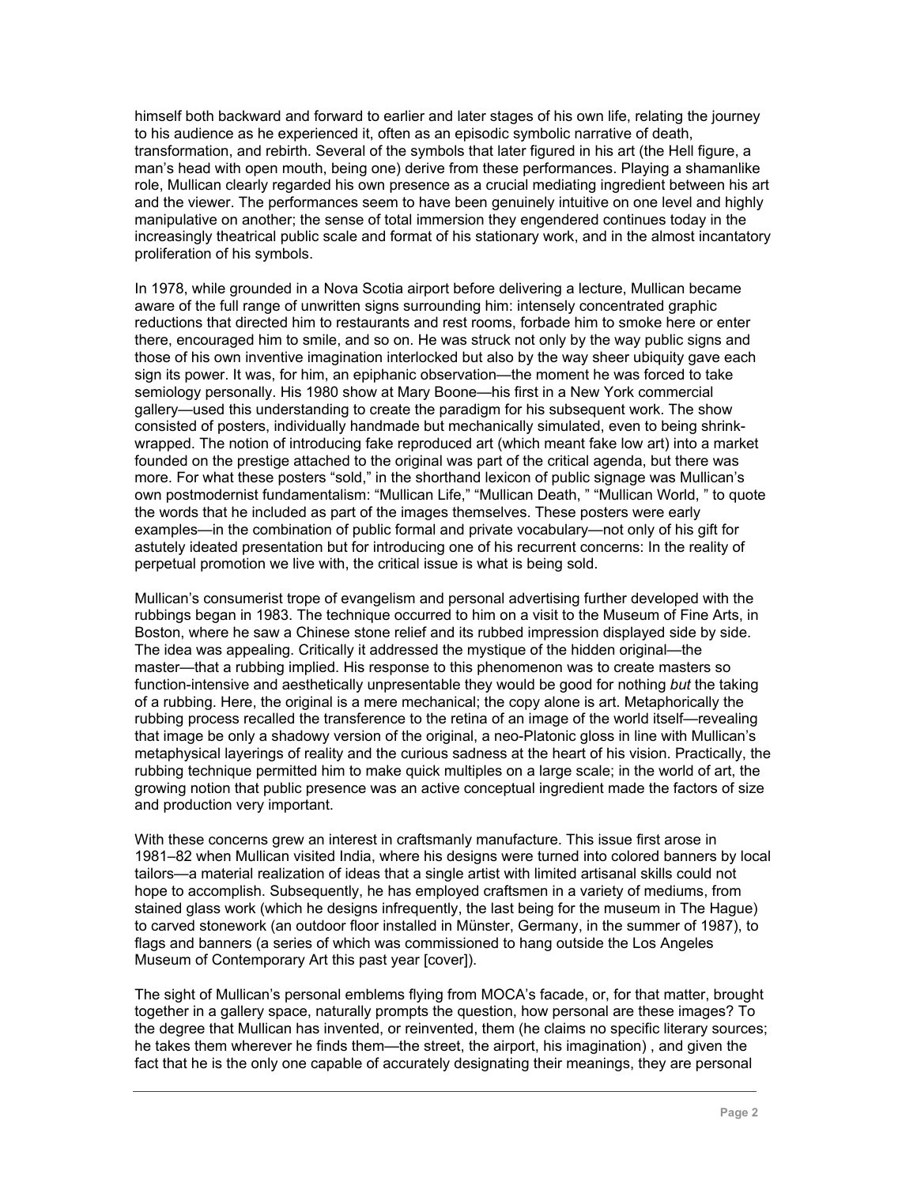himself both backward and forward to earlier and later stages of his own life, relating the journey to his audience as he experienced it, often as an episodic symbolic narrative of death, transformation, and rebirth. Several of the symbols that later figured in his art (the Hell figure, a man's head with open mouth, being one) derive from these performances. Playing a shamanlike role, Mullican clearly regarded his own presence as a crucial mediating ingredient between his art and the viewer. The performances seem to have been genuinely intuitive on one level and highly manipulative on another; the sense of total immersion they engendered continues today in the increasingly theatrical public scale and format of his stationary work, and in the almost incantatory proliferation of his symbols.

In 1978, while grounded in a Nova Scotia airport before delivering a lecture, Mullican became aware of the full range of unwritten signs surrounding him: intensely concentrated graphic reductions that directed him to restaurants and rest rooms, forbade him to smoke here or enter there, encouraged him to smile, and so on. He was struck not only by the way public signs and those of his own inventive imagination interlocked but also by the way sheer ubiquity gave each sign its power. It was, for him, an epiphanic observation—the moment he was forced to take semiology personally. His 1980 show at Mary Boone—his first in a New York commercial gallery—used this understanding to create the paradigm for his subsequent work. The show consisted of posters, individually handmade but mechanically simulated, even to being shrink-wrapped. The notion of introducing fake reproduced art (which meant fake low art) into a market founded on the prestige attached to the original was part of the critical agenda, but there was more. For what these posters "sold," in the shorthand lexicon of public signage was Mullican's own postmodernist fundamentalism: "Mullican Life," "Mullican Death, " "Mullican World, " to quote the words that he included as part of the images themselves. These posters were early examples—in the combination of public formal and private vocabulary—not only of his gift for astutely ideated presentation but for introducing one of his recurrent concerns: In the reality of perpetual promotion we live with, the critical issue is what is being sold.

Mullican's consumerist trope of evangelism and personal advertising further developed with the rubbings began in 1983. The technique occurred to him on a visit to the Museum of Fine Arts, in Boston, where he saw a Chinese stone relief and its rubbed impression displayed side by side. The idea was appealing. Critically it addressed the mystique of the hidden original—the master—that a rubbing implied. His response to this phenomenon was to create masters so function-intensive and aesthetically unpresentable they would be good for nothing *but* the taking of a rubbing. Here, the original is a mere mechanical; the copy alone is art. Metaphorically the rubbing process recalled the transference to the retina of an image of the world itself—revealing that image be only a shadowy version of the original, a neo-Platonic gloss in line with Mullican's metaphysical layerings of reality and the curious sadness at the heart of his vision. Practically, the rubbing technique permitted him to make quick multiples on a large scale; in the world of art, the growing notion that public presence was an active conceptual ingredient made the factors of size and production very important.

With these concerns grew an interest in craftsmanly manufacture. This issue first arose in 1981–82 when Mullican visited India, where his designs were turned into colored banners by local tailors—a material realization of ideas that a single artist with limited artisanal skills could not hope to accomplish. Subsequently, he has employed craftsmen in a variety of mediums, from stained glass work (which he designs infrequently, the last being for the museum in The Hague) to carved stonework (an outdoor floor installed in Münster, Germany, in the summer of 1987), to flags and banners (a series of which was commissioned to hang outside the Los Angeles Museum of Contemporary Art this past year [cover]).

The sight of Mullican's personal emblems flying from MOCA's facade, or, for that matter, brought together in a gallery space, naturally prompts the question, how personal are these images? To the degree that Mullican has invented, or reinvented, them (he claims no specific literary sources; he takes them wherever he finds them—the street, the airport, his imagination) , and given the fact that he is the only one capable of accurately designating their meanings, they are personal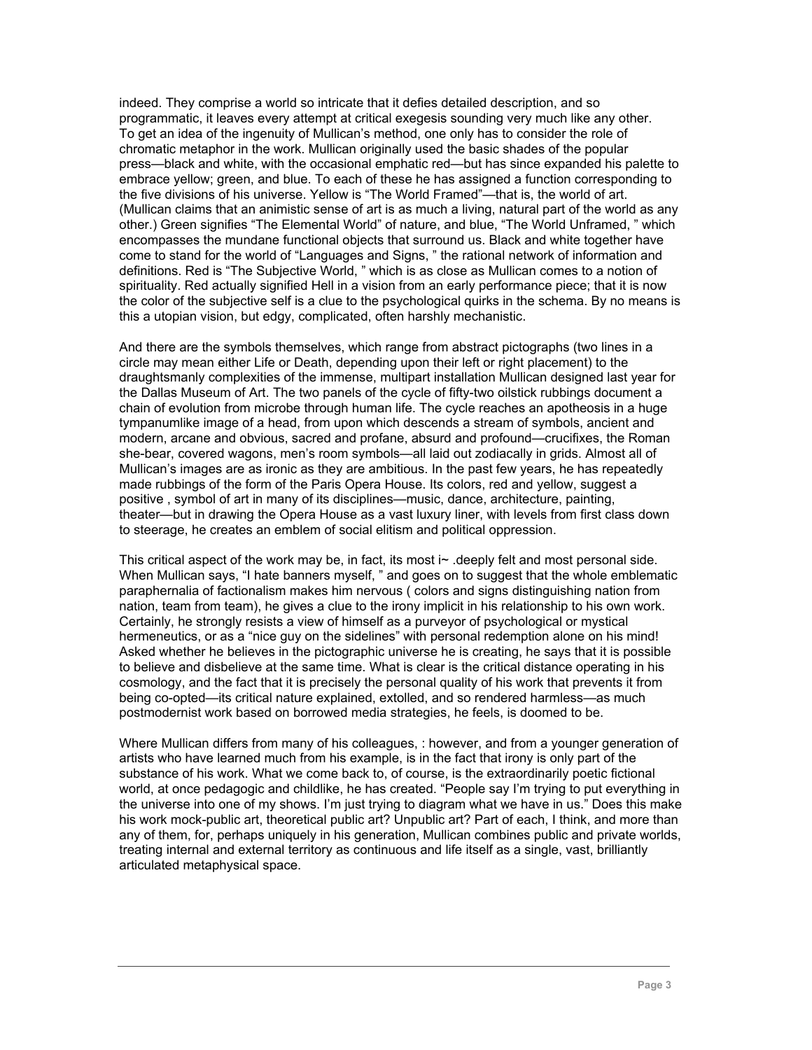indeed. They comprise a world so intricate that it defies detailed description, and so programmatic, it leaves every attempt at critical exegesis sounding very much like any other. To get an idea of the ingenuity of Mullican's method, one only has to consider the role of chromatic metaphor in the work. Mullican originally used the basic shades of the popular press—black and white, with the occasional emphatic red—but has since expanded his palette to embrace yellow; green, and blue. To each of these he has assigned a function corresponding to the five divisions of his universe. Yellow is "The World Framed"—that is, the world of art. (Mullican claims that an animistic sense of art is as much a living, natural part of the world as any other.) Green signifies "The Elemental World" of nature, and blue, "The World Unframed, " which encompasses the mundane functional objects that surround us. Black and white together have come to stand for the world of "Languages and Signs, " the rational network of information and definitions. Red is "The Subjective World, " which is as close as Mullican comes to a notion of spirituality. Red actually signified Hell in a vision from an early performance piece; that it is now the color of the subjective self is a clue to the psychological quirks in the schema. By no means is this a utopian vision, but edgy, complicated, often harshly mechanistic.

And there are the symbols themselves, which range from abstract pictographs (two lines in a circle may mean either Life or Death, depending upon their left or right placement) to the draughtsmanly complexities of the immense, multipart installation Mullican designed last year for the Dallas Museum of Art. The two panels of the cycle of fifty-two oilstick rubbings document a chain of evolution from microbe through human life. The cycle reaches an apotheosis in a huge tympanumlike image of a head, from upon which descends a stream of symbols, ancient and modern, arcane and obvious, sacred and profane, absurd and profound—crucifixes, the Roman she-bear, covered wagons, men's room symbols—all laid out zodiacally in grids. Almost all of Mullican's images are as ironic as they are ambitious. In the past few years, he has repeatedly made rubbings of the form of the Paris Opera House. Its colors, red and yellow, suggest a positive , symbol of art in many of its disciplines—music, dance, architecture, painting, theater—but in drawing the Opera House as a vast luxury liner, with levels from first class down to steerage, he creates an emblem of social elitism and political oppression.

This critical aspect of the work may be, in fact, its most i~ .deeply felt and most personal side. When Mullican says, "I hate banners myself, " and goes on to suggest that the whole emblematic paraphernalia of factionalism makes him nervous ( colors and signs distinguishing nation from nation, team from team), he gives a clue to the irony implicit in his relationship to his own work. Certainly, he strongly resists a view of himself as a purveyor of psychological or mystical hermeneutics, or as a "nice guy on the sidelines" with personal redemption alone on his mind! Asked whether he believes in the pictographic universe he is creating, he says that it is possible to believe and disbelieve at the same time. What is clear is the critical distance operating in his cosmology, and the fact that it is precisely the personal quality of his work that prevents it from being co-opted—its critical nature explained, extolled, and so rendered harmless—as much postmodernist work based on borrowed media strategies, he feels, is doomed to be.

Where Mullican differs from many of his colleagues, : however, and from a younger generation of artists who have learned much from his example, is in the fact that irony is only part of the substance of his work. What we come back to, of course, is the extraordinarily poetic fictional world, at once pedagogic and childlike, he has created. "People say I'm trying to put everything in the universe into one of my shows. I'm just trying to diagram what we have in us." Does this make his work mock-public art, theoretical public art? Unpublic art? Part of each, I think, and more than any of them, for, perhaps uniquely in his generation, Mullican combines public and private worlds, treating internal and external territory as continuous and life itself as a single, vast, brilliantly articulated metaphysical space.